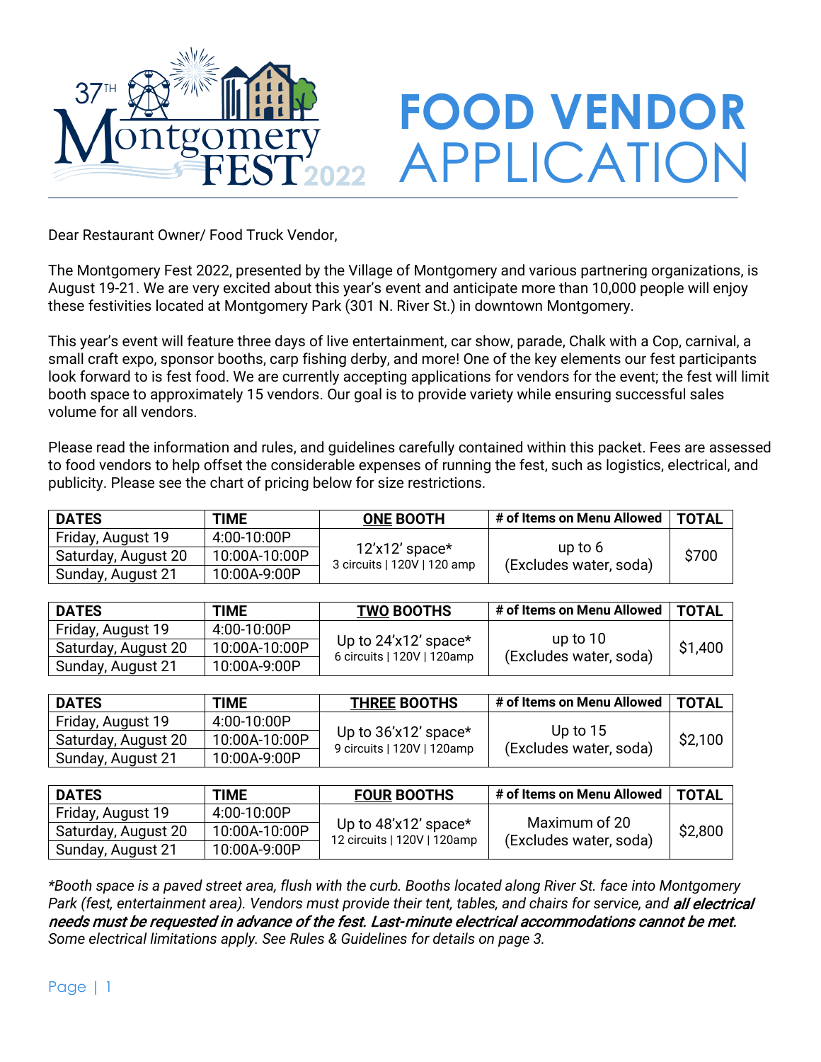# 37TH Montgomery FEST 2022

# FOOD VENDOR APPLICATION

Dear Restaurant Owner/ Food Truck Vendor,

The Montgomery Fest 2022, presented by the Village of Montgomery and various partnering organizations, is August 19-21. We are very excited about this year's event and anticipate more than 10,000 people will enjoy these festivities located at Montgomery Park (301 N. River St.) in downtown Montgomery.

This year's event will feature three days of live entertainment, car show, parade, Chalk with a Cop, carnival, a small craft expo, sponsor booths, carp fishing derby, and more! One of the key elements our fest participants look forward to is fest food. We are currently accepting applications for vendors for the event; the fest will limit booth space to approximately 15 vendors. Our goal is to provide variety while ensuring successful sales volume for all vendors.

Please read the information and rules, and guidelines carefully contained within this packet. Fees are assessed to food vendors to help offset the considerable expenses of running the fest, such as logistics, electrical, and publicity. Please see the chart of pricing below for size restrictions.

| DATES | TIME | ONE BOOTH | # of Items on Menu Allowed | TOTAL |
|---|---|---|---|---|
| Friday, August 19 | 4:00-10:00P | 12'x12' space* 3 circuits \| 120V \| 120 amp | up to 6 (Excludes water, soda) | $700 |
| Saturday, August 20 | 10:00A-10:00P | | | |
| Sunday, August 21 | 10:00A-9:00P | | | |

| DATES | TIME | TWO BOOTHS | # of Items on Menu Allowed | TOTAL |
|---|---|---|---|---|
| Friday, August 19 | 4:00-10:00P | Up to 24'x12' space* 6 circuits \| 120V \| 120amp | up to 10 (Excludes water, soda) | $1,400 |
| Saturday, August 20 | 10:00A-10:00P | | | |
| Sunday, August 21 | 10:00A-9:00P | | | |

| DATES | TIME | THREE BOOTHS | # of Items on Menu Allowed | TOTAL |
|---|---|---|---|---|
| Friday, August 19 | 4:00-10:00P | Up to 36'x12' space* 9 circuits \| 120V \| 120amp | Up to 15 (Excludes water, soda) | $2,100 |
| Saturday, August 20 | 10:00A-10:00P | | | |
| Sunday, August 21 | 10:00A-9:00P | | | |

| DATES | TIME | FOUR BOOTHS | # of Items on Menu Allowed | TOTAL |
|---|---|---|---|---|
| Friday, August 19 | 4:00-10:00P | Up to 48'x12' space* 12 circuits \| 120V \| 120amp | Maximum of 20 (Excludes water, soda) | $2,800 |
| Saturday, August 20 | 10:00A-10:00P | | | |
| Sunday, August 21 | 10:00A-9:00P | | | |

*\*Booth space is a paved street area, flush with the curb. Booths located along River St. face into Montgomery Park (fest, entertainment area). Vendors must provide their tent, tables, and chairs for service, and* ***all electrical needs must be requested in advance of the fest. Last-minute electrical accommodations cannot be met.*** *Some electrical limitations apply. See Rules & Guidelines for details on page 3.*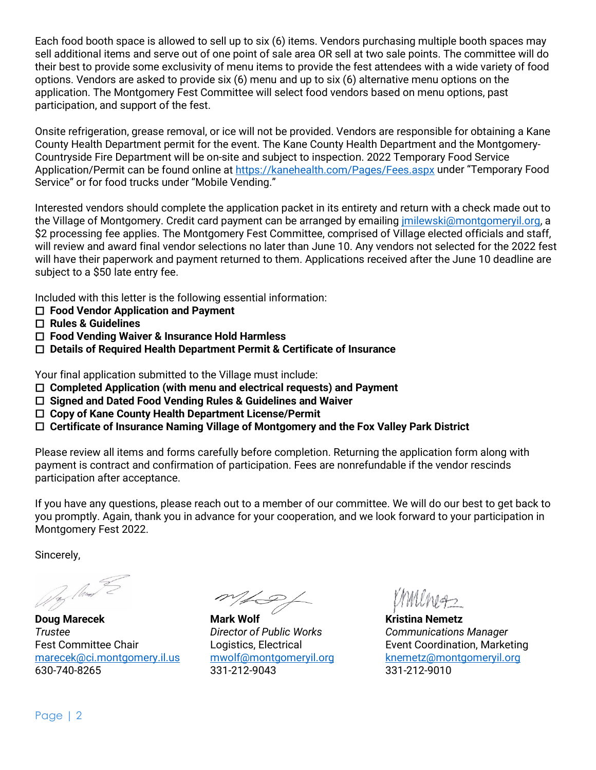Each food booth space is allowed to sell up to six (6) items. Vendors purchasing multiple booth spaces may sell additional items and serve out of one point of sale area OR sell at two sale points. The committee will do their best to provide some exclusivity of menu items to provide the fest attendees with a wide variety of food options. Vendors are asked to provide six (6) menu and up to six (6) alternative menu options on the application. The Montgomery Fest Committee will select food vendors based on menu options, past participation, and support of the fest.

Onsite refrigeration, grease removal, or ice will not be provided. Vendors are responsible for obtaining a Kane County Health Department permit for the event. The Kane County Health Department and the Montgomery-Countryside Fire Department will be on-site and subject to inspection. 2022 Temporary Food Service Application/Permit can be found online at https://kanehealth.com/Pages/Fees.aspx under "Temporary Food Service" or for food trucks under "Mobile Vending."

Interested vendors should complete the application packet in its entirety and return with a check made out to the Village of Montgomery. Credit card payment can be arranged by emailing jmilewski@montgomeryil.org, a $2 processing fee applies. The Montgomery Fest Committee, comprised of Village elected officials and staff, will review and award final vendor selections no later than June 10. Any vendors not selected for the 2022 fest will have their paperwork and payment returned to them. Applications received after the June 10 deadline are subject to a $50 late entry fee.

Included with this letter is the following essential information:

- ☐ **Food Vendor Application and Payment**
- ☐ **Rules & Guidelines**
- ☐ **Food Vending Waiver & Insurance Hold Harmless**
- ☐ **Details of Required Health Department Permit & Certificate of Insurance**

Your final application submitted to the Village must include:

- ☐ **Completed Application (with menu and electrical requests) and Payment**
- ☐ **Signed and Dated Food Vending Rules & Guidelines and Waiver**
- ☐ **Copy of Kane County Health Department License/Permit**
- ☐ **Certificate of Insurance Naming Village of Montgomery and the Fox Valley Park District**

Please review all items and forms carefully before completion. Returning the application form along with payment is contract and confirmation of participation. Fees are nonrefundable if the vendor rescinds participation after acceptance.

If you have any questions, please reach out to a member of our committee. We will do our best to get back to you promptly. Again, thank you in advance for your cooperation, and we look forward to your participation in Montgomery Fest 2022.

Sincerely,

**Doug Marecek**
*Trustee*
Fest Committee Chair
marecek@ci.montgomery.il.us
630-740-8265

**Mark Wolf**
*Director of Public Works*
Logistics, Electrical
mwolf@montgomeryil.org
331-212-9043

**Kristina Nemetz**
*Communications Manager*
Event Coordination, Marketing
knemetz@montgomeryil.org
331-212-9010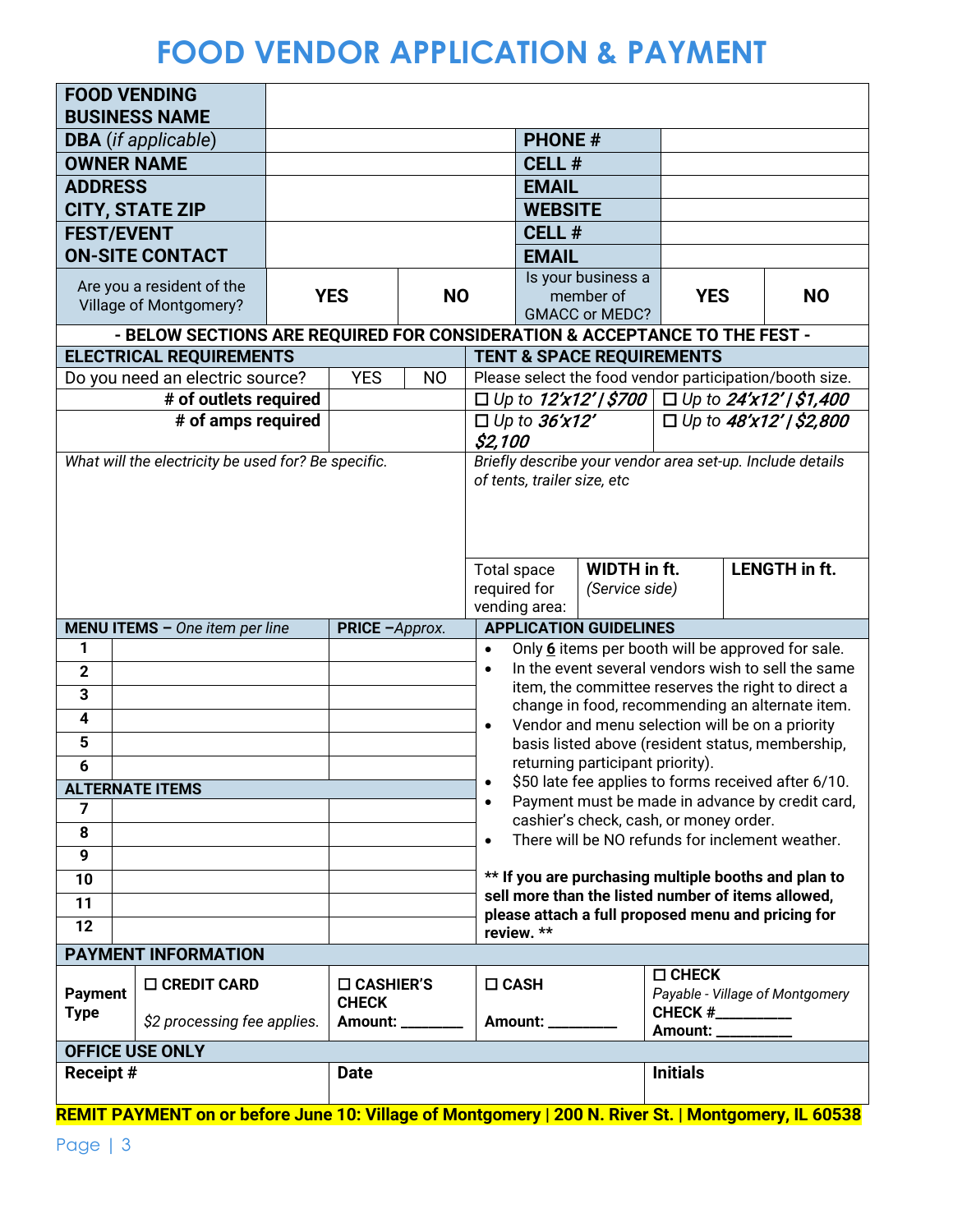# FOOD VENDOR APPLICATION & PAYMENT

| | | | |
|---|---|---|---|
| **FOOD VENDING BUSINESS NAME** | | | |
| **DBA** (*if applicable*) | | **PHONE #** | |
| **OWNER NAME** | | **CELL #** | |
| **ADDRESS** | | **EMAIL** | |
| **CITY, STATE ZIP** | | **WEBSITE** | |
| **FEST/EVENT** | | **CELL #** | |
| **ON-SITE CONTACT** | | **EMAIL** | |

| | | | | | |
|---|---|---|---|---|---|
| Are you a resident of the Village of Montgomery? | **YES** | **NO** | Is your business a member of GMACC or MEDC? | **YES** | **NO** |

**- BELOW SECTIONS ARE REQUIRED FOR CONSIDERATION & ACCEPTANCE TO THE FEST -**

## ELECTRICAL REQUIREMENTS

| | | |
|---|---|---|
| Do you need an electric source? | YES | NO |
| **# of outlets required** | | |
| **# of amps required** | | |

*What will the electricity be used for? Be specific.*

## TENT & SPACE REQUIREMENTS

Please select the food vendor participation/booth size.

- ☐ *Up to* ***12'x12' | $700***
- ☐ *Up to* ***24'x12' | $1,400***
- ☐ *Up to* ***36'x12' $2,100***
- ☐ *Up to* ***48'x12' | $2,800***

*Briefly describe your vendor area set-up. Include details of tents, trailer size, etc*

| Total space required for vending area: | **WIDTH in ft.** *(Service side)* | **LENGTH in ft.** |
|---|---|---|
| | | |

## MENU ITEMS – *One item per line*

| # | MENU ITEMS | PRICE –*Approx.* |
|---|---|---|
| 1 | | |
| 2 | | |
| 3 | | |
| 4 | | |
| 5 | | |
| 6 | | |
| **ALTERNATE ITEMS** | | |
| 7 | | |
| 8 | | |
| 9 | | |
| 10 | | |
| 11 | | |
| 12 | | |

## APPLICATION GUIDELINES

- Only **6** items per booth will be approved for sale.
- In the event several vendors wish to sell the same item, the committee reserves the right to direct a change in food, recommending an alternate item.
- Vendor and menu selection will be on a priority basis listed above (resident status, membership, returning participant priority).
- $50 late fee applies to forms received after 6/10.
- Payment must be made in advance by credit card, cashier's check, cash, or money order.
- There will be NO refunds for inclement weather.

**** If you are purchasing multiple booths and plan to sell more than the listed number of items allowed, please attach a full proposed menu and pricing for review. ****

## PAYMENT INFORMATION

| **Payment Type** | ☐ **CREDIT CARD** *$2 processing fee applies.* | ☐ **CASHIER'S CHECK** **Amount: \_\_\_\_\_\_\_\_** | ☐ **CASH** **Amount: \_\_\_\_\_\_\_\_\_** | ☐ **CHECK** *Payable - Village of Montgomery* **CHECK #\_\_\_\_\_\_\_\_\_** **Amount: \_\_\_\_\_\_\_\_\_\_** |
|---|---|---|---|---|

## OFFICE USE ONLY

| **Receipt #** | **Date** | **Initials** |
|---|---|---|
| | | |

**REMIT PAYMENT on or before June 10: Village of Montgomery | 200 N. River St. | Montgomery, IL 60538**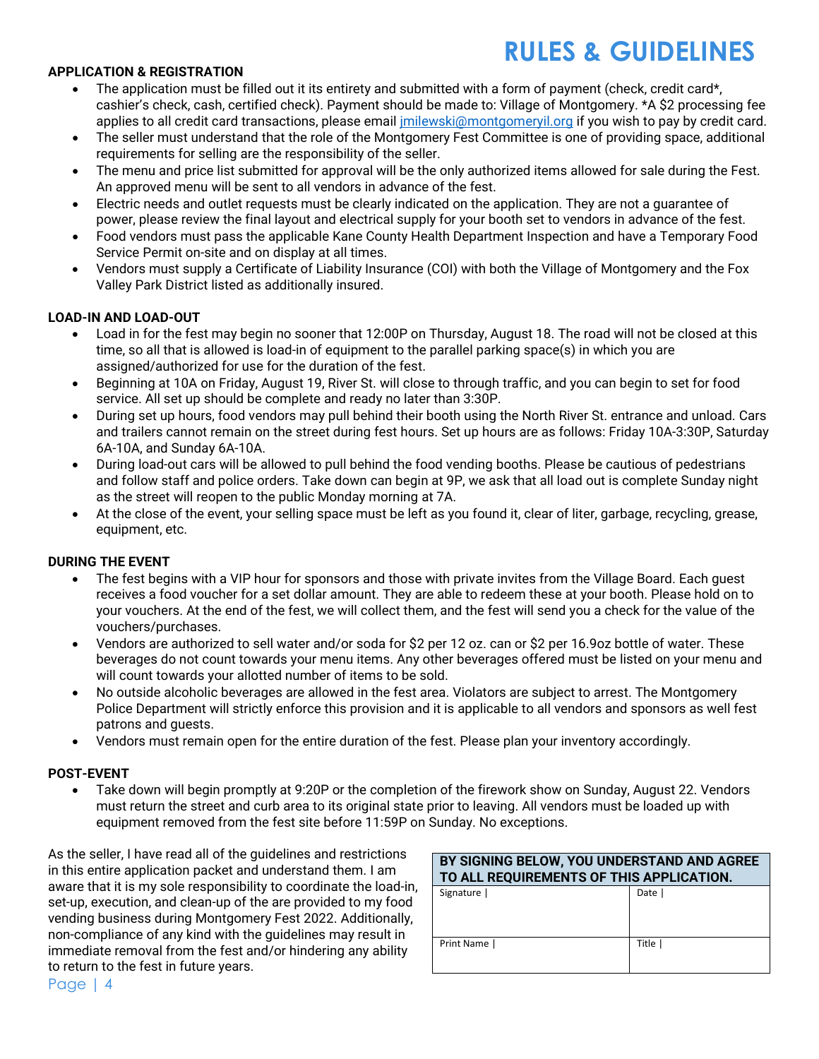# RULES & GUIDELINES

**APPLICATION & REGISTRATION**

- The application must be filled out it its entirety and submitted with a form of payment (check, credit card*, cashier's check, cash, certified check). Payment should be made to: Village of Montgomery. *A $2 processing fee applies to all credit card transactions, please email jmilewski@montgomeryil.org if you wish to pay by credit card.
- The seller must understand that the role of the Montgomery Fest Committee is one of providing space, additional requirements for selling are the responsibility of the seller.
- The menu and price list submitted for approval will be the only authorized items allowed for sale during the Fest. An approved menu will be sent to all vendors in advance of the fest.
- Electric needs and outlet requests must be clearly indicated on the application. They are not a guarantee of power, please review the final layout and electrical supply for your booth set to vendors in advance of the fest.
- Food vendors must pass the applicable Kane County Health Department Inspection and have a Temporary Food Service Permit on-site and on display at all times.
- Vendors must supply a Certificate of Liability Insurance (COI) with both the Village of Montgomery and the Fox Valley Park District listed as additionally insured.

**LOAD-IN AND LOAD-OUT**

- Load in for the fest may begin no sooner that 12:00P on Thursday, August 18. The road will not be closed at this time, so all that is allowed is load-in of equipment to the parallel parking space(s) in which you are assigned/authorized for use for the duration of the fest.
- Beginning at 10A on Friday, August 19, River St. will close to through traffic, and you can begin to set for food service. All set up should be complete and ready no later than 3:30P.
- During set up hours, food vendors may pull behind their booth using the North River St. entrance and unload. Cars and trailers cannot remain on the street during fest hours. Set up hours are as follows: Friday 10A-3:30P, Saturday 6A-10A, and Sunday 6A-10A.
- During load-out cars will be allowed to pull behind the food vending booths. Please be cautious of pedestrians and follow staff and police orders. Take down can begin at 9P, we ask that all load out is complete Sunday night as the street will reopen to the public Monday morning at 7A.
- At the close of the event, your selling space must be left as you found it, clear of liter, garbage, recycling, grease, equipment, etc.

**DURING THE EVENT**

- The fest begins with a VIP hour for sponsors and those with private invites from the Village Board. Each guest receives a food voucher for a set dollar amount. They are able to redeem these at your booth. Please hold on to your vouchers. At the end of the fest, we will collect them, and the fest will send you a check for the value of the vouchers/purchases.
- Vendors are authorized to sell water and/or soda for $2 per 12 oz. can or $2 per 16.9oz bottle of water. These beverages do not count towards your menu items. Any other beverages offered must be listed on your menu and will count towards your allotted number of items to be sold.
- No outside alcoholic beverages are allowed in the fest area. Violators are subject to arrest. The Montgomery Police Department will strictly enforce this provision and it is applicable to all vendors and sponsors as well fest patrons and guests.
- Vendors must remain open for the entire duration of the fest. Please plan your inventory accordingly.

**POST-EVENT**

- Take down will begin promptly at 9:20P or the completion of the firework show on Sunday, August 22. Vendors must return the street and curb area to its original state prior to leaving. All vendors must be loaded up with equipment removed from the fest site before 11:59P on Sunday. No exceptions.

As the seller, I have read all of the guidelines and restrictions in this entire application packet and understand them. I am aware that it is my sole responsibility to coordinate the load-in, set-up, execution, and clean-up of the are provided to my food vending business during Montgomery Fest 2022. Additionally, non-compliance of any kind with the guidelines may result in immediate removal from the fest and/or hindering any ability to return to the fest in future years.

| BY SIGNING BELOW, YOU UNDERSTAND AND AGREE TO ALL REQUIREMENTS OF THIS APPLICATION. | |
|---|---|
| Signature \| | Date \| |
| Print Name \| | Title \| |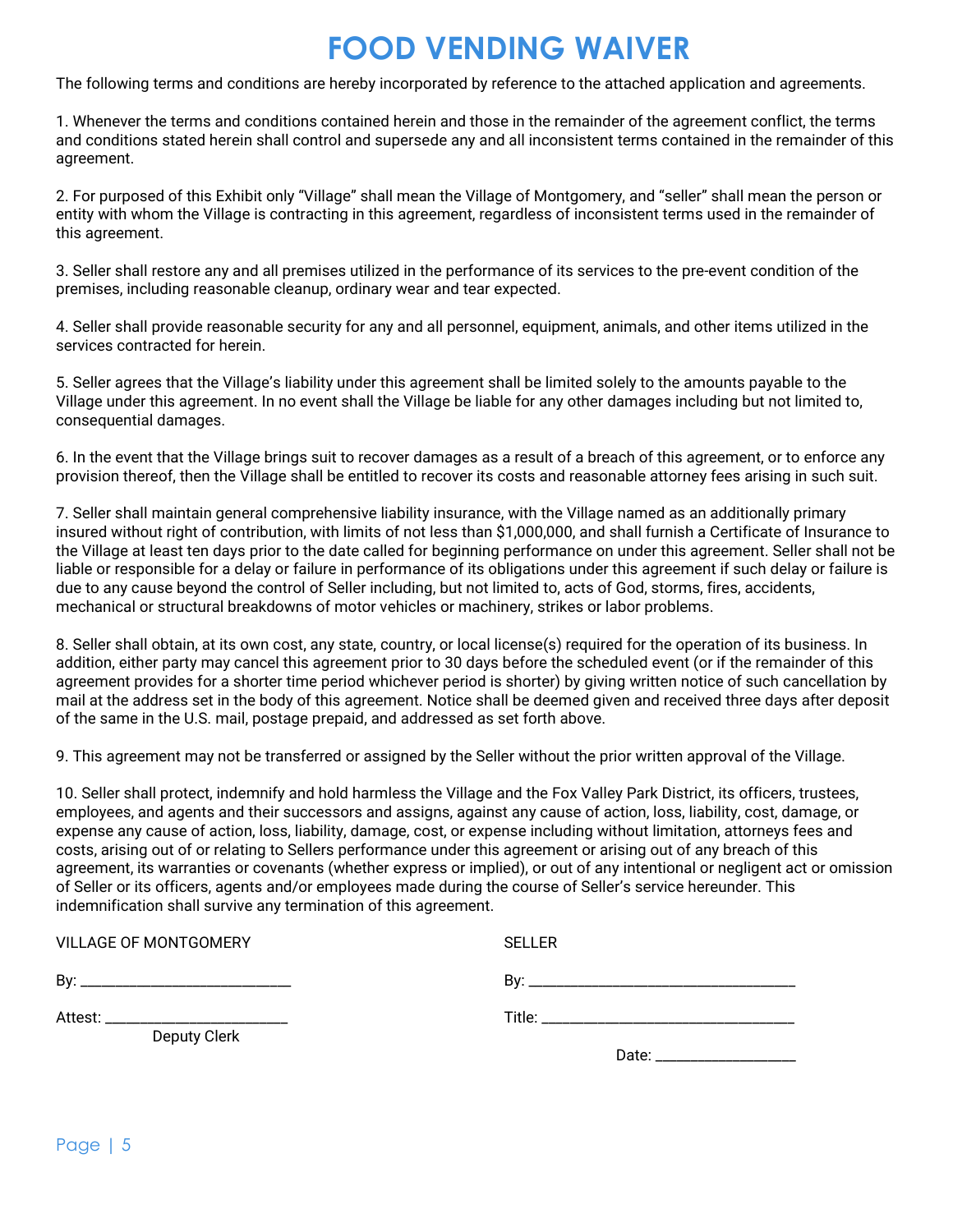# FOOD VENDING WAIVER

The following terms and conditions are hereby incorporated by reference to the attached application and agreements.

1. Whenever the terms and conditions contained herein and those in the remainder of the agreement conflict, the terms and conditions stated herein shall control and supersede any and all inconsistent terms contained in the remainder of this agreement.

2. For purposed of this Exhibit only "Village" shall mean the Village of Montgomery, and "seller" shall mean the person or entity with whom the Village is contracting in this agreement, regardless of inconsistent terms used in the remainder of this agreement.

3. Seller shall restore any and all premises utilized in the performance of its services to the pre-event condition of the premises, including reasonable cleanup, ordinary wear and tear expected.

4. Seller shall provide reasonable security for any and all personnel, equipment, animals, and other items utilized in the services contracted for herein.

5. Seller agrees that the Village's liability under this agreement shall be limited solely to the amounts payable to the Village under this agreement. In no event shall the Village be liable for any other damages including but not limited to, consequential damages.

6. In the event that the Village brings suit to recover damages as a result of a breach of this agreement, or to enforce any provision thereof, then the Village shall be entitled to recover its costs and reasonable attorney fees arising in such suit.

7. Seller shall maintain general comprehensive liability insurance, with the Village named as an additionally primary insured without right of contribution, with limits of not less than $1,000,000, and shall furnish a Certificate of Insurance to the Village at least ten days prior to the date called for beginning performance on under this agreement. Seller shall not be liable or responsible for a delay or failure in performance of its obligations under this agreement if such delay or failure is due to any cause beyond the control of Seller including, but not limited to, acts of God, storms, fires, accidents, mechanical or structural breakdowns of motor vehicles or machinery, strikes or labor problems.

8. Seller shall obtain, at its own cost, any state, country, or local license(s) required for the operation of its business. In addition, either party may cancel this agreement prior to 30 days before the scheduled event (or if the remainder of this agreement provides for a shorter time period whichever period is shorter) by giving written notice of such cancellation by mail at the address set in the body of this agreement. Notice shall be deemed given and received three days after deposit of the same in the U.S. mail, postage prepaid, and addressed as set forth above.

9. This agreement may not be transferred or assigned by the Seller without the prior written approval of the Village.

10. Seller shall protect, indemnify and hold harmless the Village and the Fox Valley Park District, its officers, trustees, employees, and agents and their successors and assigns, against any cause of action, loss, liability, cost, damage, or expense any cause of action, loss, liability, damage, cost, or expense including without limitation, attorneys fees and costs, arising out of or relating to Sellers performance under this agreement or arising out of any breach of this agreement, its warranties or covenants (whether express or implied), or out of any intentional or negligent act or omission of Seller or its officers, agents and/or employees made during the course of Seller's service hereunder. This indemnification shall survive any termination of this agreement.

VILLAGE OF MONTGOMERY

By: ___________________________

Attest: ________________________
Deputy Clerk

SELLER

By: ___________________________________

Title: _________________________________

Date: __________________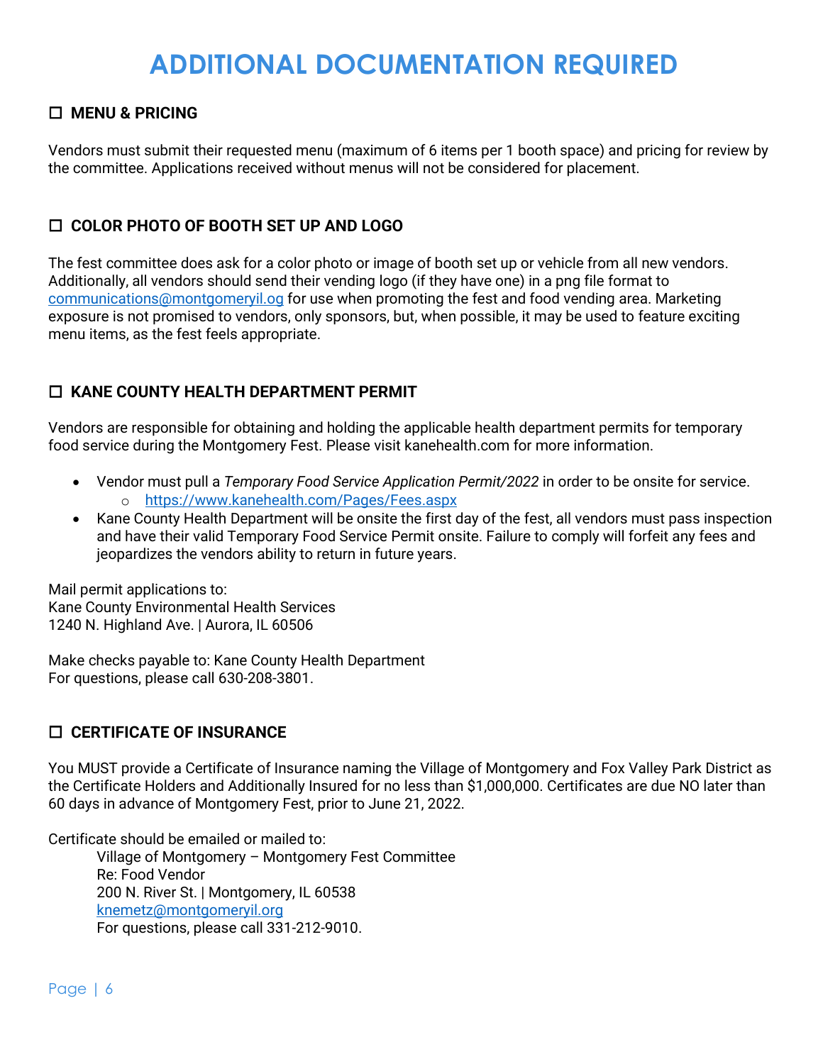# ADDITIONAL DOCUMENTATION REQUIRED

## ☐ MENU & PRICING

Vendors must submit their requested menu (maximum of 6 items per 1 booth space) and pricing for review by the committee. Applications received without menus will not be considered for placement.

## ☐ COLOR PHOTO OF BOOTH SET UP AND LOGO

The fest committee does ask for a color photo or image of booth set up or vehicle from all new vendors. Additionally, all vendors should send their vending logo (if they have one) in a png file format to communications@montgomeryil.og for use when promoting the fest and food vending area. Marketing exposure is not promised to vendors, only sponsors, but, when possible, it may be used to feature exciting menu items, as the fest feels appropriate.

## ☐ KANE COUNTY HEALTH DEPARTMENT PERMIT

Vendors are responsible for obtaining and holding the applicable health department permits for temporary food service during the Montgomery Fest. Please visit kanehealth.com for more information.

- Vendor must pull a *Temporary Food Service Application Permit/2022* in order to be onsite for service.
  - https://www.kanehealth.com/Pages/Fees.aspx
- Kane County Health Department will be onsite the first day of the fest, all vendors must pass inspection and have their valid Temporary Food Service Permit onsite. Failure to comply will forfeit any fees and jeopardizes the vendors ability to return in future years.

Mail permit applications to:
Kane County Environmental Health Services
1240 N. Highland Ave. | Aurora, IL 60506

Make checks payable to: Kane County Health Department
For questions, please call 630-208-3801.

## ☐ CERTIFICATE OF INSURANCE

You MUST provide a Certificate of Insurance naming the Village of Montgomery and Fox Valley Park District as the Certificate Holders and Additionally Insured for no less than $1,000,000. Certificates are due NO later than 60 days in advance of Montgomery Fest, prior to June 21, 2022.

Certificate should be emailed or mailed to:

Village of Montgomery – Montgomery Fest Committee
Re: Food Vendor
200 N. River St. | Montgomery, IL 60538
knemetz@montgomeryil.org
For questions, please call 331-212-9010.